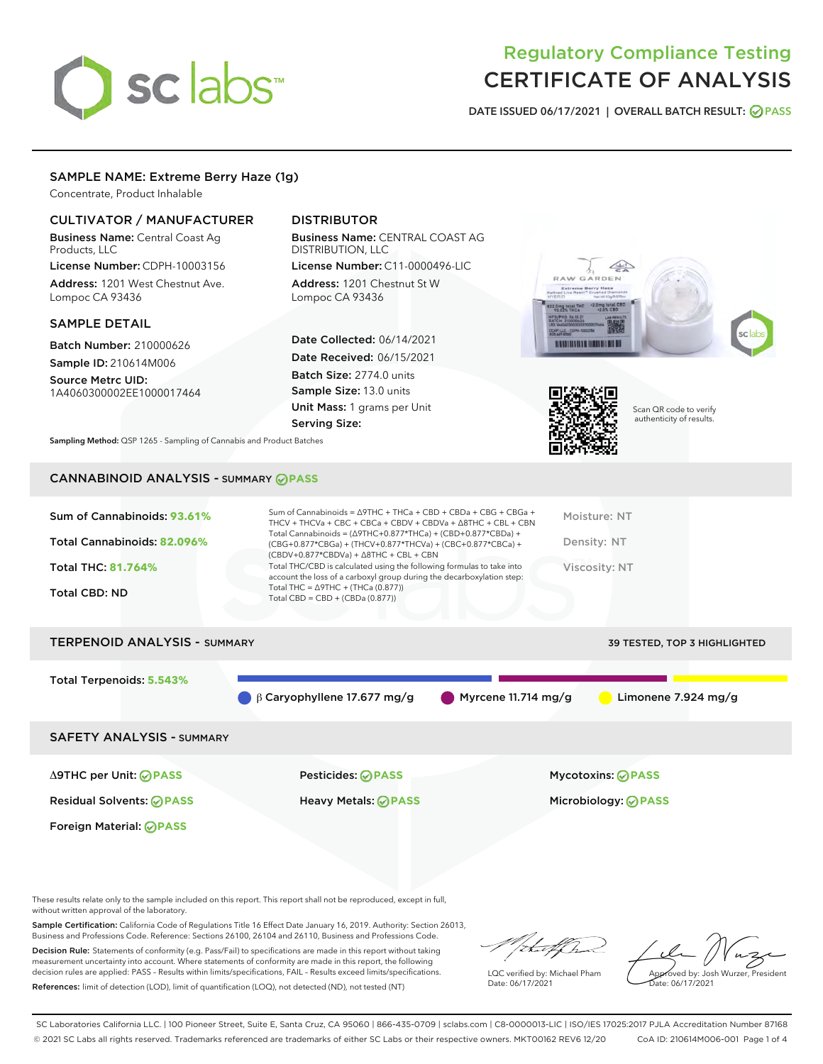# Regulatory Compliance Testing
# CERTIFICATE OF ANALYSIS

DATE ISSUED 06/17/2021 | OVERALL BATCH RESULT: PASS

## SAMPLE NAME: Extreme Berry Haze (1g)

Concentrate, Product Inhalable

### CULTIVATOR / MANUFACTURER

**Business Name:** Central Coast Ag Products, LLC

**License Number:** CDPH-10003156

**Address:** 1201 West Chestnut Ave. Lompoc CA 93436

### DISTRIBUTOR

**Business Name:** CENTRAL COAST AG DISTRIBUTION, LLC

**License Number:** C11-0000496-LIC

**Address:** 1201 Chestnut St W Lompoc CA 93436

### SAMPLE DETAIL

**Batch Number:** 210000626

**Sample ID:** 210614M006

**Source Metrc UID:** 1A4060300002EE1000017464

**Date Collected:** 06/14/2021

**Date Received:** 06/15/2021

**Batch Size:** 2774.0 units

**Sample Size:** 13.0 units

**Unit Mass:** 1 grams per Unit

**Serving Size:**

Scan QR code to verify authenticity of results.

**Sampling Method:** QSP 1265 - Sampling of Cannabis and Product Batches

## CANNABINOID ANALYSIS - SUMMARY PASS

Sum of Cannabinoids: **93.61%**

Total Cannabinoids: **82.096%**

Total THC: **81.764%**

Total CBD: ND

Sum of Cannabinoids = Δ9THC + THCa + CBD + CBDa + CBG + CBGa + THCV + THCVa + CBC + CBCa + CBDV + CBDVa + Δ8THC + CBL + CBN

Total Cannabinoids = (Δ9THC+0.877*THCa) + (CBD+0.877*CBDa) + (CBG+0.877*CBGa) + (THCV+0.877*THCVa) + (CBC+0.877*CBCa) + (CBDV+0.877*CBDVa) + Δ8THC + CBL + CBN

Total THC/CBD is calculated using the following formulas to take into account the loss of a carboxyl group during the decarboxylation step:
Total THC = Δ9THC + (THCa (0.877))
Total CBD = CBD + (CBDa (0.877))

Moisture: NT

Density: NT

Viscosity: NT

## TERPENOID ANALYSIS - SUMMARY

39 TESTED, TOP 3 HIGHLIGHTED

Total Terpenoids: **5.543%**

β Caryophyllene 17.677 mg/g | Myrcene 11.714 mg/g | Limonene 7.924 mg/g

## SAFETY ANALYSIS - SUMMARY

| | | |
|---|---|---|
| Δ9THC per Unit: PASS | Pesticides: PASS | Mycotoxins: PASS |
| Residual Solvents: PASS | Heavy Metals: PASS | Microbiology: PASS |
| Foreign Material: PASS | | |

These results relate only to the sample included on this report. This report shall not be reproduced, except in full, without written approval of the laboratory.

**Sample Certification:** California Code of Regulations Title 16 Effect Date January 16, 2019. Authority: Section 26013, Business and Professions Code. Reference: Sections 26100, 26104 and 26110, Business and Professions Code.

**Decision Rule:** Statements of conformity (e.g. Pass/Fail) to specifications are made in this report without taking measurement uncertainty into account. Where statements of conformity are made in this report, the following decision rules are applied: PASS – Results within limits/specifications, FAIL – Results exceed limits/specifications.

**References:** limit of detection (LOD), limit of quantification (LOQ), not detected (ND), not tested (NT)

LQC verified by: Michael Pham
Date: 06/17/2021

Approved by: Josh Wurzer, President
Date: 06/17/2021

SC Laboratories California LLC. | 100 Pioneer Street, Suite E, Santa Cruz, CA 95060 | 866-435-0709 | sclabs.com | C8-0000013-LIC | ISO/IES 17025:2017 PJLA Accreditation Number 87168
© 2021 SC Labs all rights reserved. Trademarks referenced are trademarks of either SC Labs or their respective owners. MKT00162 REV6 12/20 CoA ID: 210614M006-001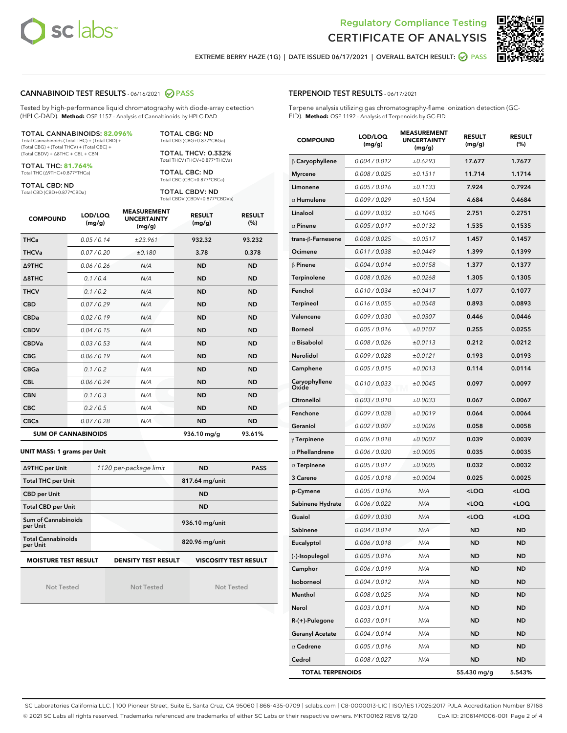# Regulatory Compliance Testing
# CERTIFICATE OF ANALYSIS

EXTREME BERRY HAZE (1G) | DATE ISSUED 06/17/2021 | OVERALL BATCH RESULT: PASS

## CANNABINOID TEST RESULTS - 06/16/2021 PASS

Tested by high-performance liquid chromatography with diode-array detection (HPLC-DAD). **Method:** QSP 1157 - Analysis of Cannabinoids by HPLC-DAD

**TOTAL CANNABINOIDS: 82.096%**
Total Cannabinoids (Total THC) + (Total CBD) + (Total CBG) + (Total THCV) + (Total CBC) + (Total CBDV) + Δ8THC + CBL + CBN

**TOTAL THC: 81.764%**
Total THC (Δ9THC+0.877*THCa)

**TOTAL CBD: ND**
Total CBD (CBD+0.877*CBDa)

**TOTAL CBG: ND**
Total CBG (CBG+0.877*CBGa)

**TOTAL THCV: 0.332%**
Total THCV (THCV+0.877*THCVa)

**TOTAL CBC: ND**
Total CBC (CBC+0.877*CBCa)

**TOTAL CBDV: ND**
Total CBDV (CBDV+0.877*CBDVa)

| COMPOUND | LOD/LOQ (mg/g) | MEASUREMENT UNCERTAINTY (mg/g) | RESULT (mg/g) | RESULT (%) |
|---|---|---|---|---|
| THCa | 0.05 / 0.14 | ±23.961 | 932.32 | 93.232 |
| THCVa | 0.07 / 0.20 | ±0.180 | 3.78 | 0.378 |
| Δ9THC | 0.06 / 0.26 | N/A | ND | ND |
| Δ8THC | 0.1 / 0.4 | N/A | ND | ND |
| THCV | 0.1 / 0.2 | N/A | ND | ND |
| CBD | 0.07 / 0.29 | N/A | ND | ND |
| CBDa | 0.02 / 0.19 | N/A | ND | ND |
| CBDV | 0.04 / 0.15 | N/A | ND | ND |
| CBDVa | 0.03 / 0.53 | N/A | ND | ND |
| CBG | 0.06 / 0.19 | N/A | ND | ND |
| CBGa | 0.1 / 0.2 | N/A | ND | ND |
| CBL | 0.06 / 0.24 | N/A | ND | ND |
| CBN | 0.1 / 0.3 | N/A | ND | ND |
| CBC | 0.2 / 0.5 | N/A | ND | ND |
| CBCa | 0.07 / 0.28 | N/A | ND | ND |
| **SUM OF CANNABINOIDS** | | | 936.10 mg/g | 93.61% |

**UNIT MASS: 1 grams per Unit**

| | | | |
|---|---|---|---|
| Δ9THC per Unit | 1120 per-package limit | ND | PASS |
| Total THC per Unit | | 817.64 mg/unit | |
| CBD per Unit | | ND | |
| Total CBD per Unit | | ND | |
| Sum of Cannabinoids per Unit | | 936.10 mg/unit | |
| Total Cannabinoids per Unit | | 820.96 mg/unit | |

| MOISTURE TEST RESULT | DENSITY TEST RESULT | VISCOSITY TEST RESULT |
|---|---|---|
| Not Tested | Not Tested | Not Tested |

## TERPENOID TEST RESULTS - 06/17/2021

Terpene analysis utilizing gas chromatography-flame ionization detection (GC-FID). **Method:** QSP 1192 - Analysis of Terpenoids by GC-FID

| COMPOUND | LOD/LOQ (mg/g) | MEASUREMENT UNCERTAINTY (mg/g) | RESULT (mg/g) | RESULT (%) |
|---|---|---|---|---|
| β Caryophyllene | 0.004 / 0.012 | ±0.6293 | 17.677 | 1.7677 |
| Myrcene | 0.008 / 0.025 | ±0.1511 | 11.714 | 1.1714 |
| Limonene | 0.005 / 0.016 | ±0.1133 | 7.924 | 0.7924 |
| α Humulene | 0.009 / 0.029 | ±0.1504 | 4.684 | 0.4684 |
| Linalool | 0.009 / 0.032 | ±0.1045 | 2.751 | 0.2751 |
| α Pinene | 0.005 / 0.017 | ±0.0132 | 1.535 | 0.1535 |
| trans-β-Farnesene | 0.008 / 0.025 | ±0.0517 | 1.457 | 0.1457 |
| Ocimene | 0.011 / 0.038 | ±0.0449 | 1.399 | 0.1399 |
| β Pinene | 0.004 / 0.014 | ±0.0158 | 1.377 | 0.1377 |
| Terpinolene | 0.008 / 0.026 | ±0.0268 | 1.305 | 0.1305 |
| Fenchol | 0.010 / 0.034 | ±0.0417 | 1.077 | 0.1077 |
| Terpineol | 0.016 / 0.055 | ±0.0548 | 0.893 | 0.0893 |
| Valencene | 0.009 / 0.030 | ±0.0307 | 0.446 | 0.0446 |
| Borneol | 0.005 / 0.016 | ±0.0107 | 0.255 | 0.0255 |
| α Bisabolol | 0.008 / 0.026 | ±0.0113 | 0.212 | 0.0212 |
| Nerolidol | 0.009 / 0.028 | ±0.0121 | 0.193 | 0.0193 |
| Camphene | 0.005 / 0.015 | ±0.0013 | 0.114 | 0.0114 |
| Caryophyllene Oxide | 0.010 / 0.033 | ±0.0045 | 0.097 | 0.0097 |
| Citronellol | 0.003 / 0.010 | ±0.0033 | 0.067 | 0.0067 |
| Fenchone | 0.009 / 0.028 | ±0.0019 | 0.064 | 0.0064 |
| Geraniol | 0.002 / 0.007 | ±0.0026 | 0.058 | 0.0058 |
| γ Terpinene | 0.006 / 0.018 | ±0.0007 | 0.039 | 0.0039 |
| α Phellandrene | 0.006 / 0.020 | ±0.0005 | 0.035 | 0.0035 |
| α Terpinene | 0.005 / 0.017 | ±0.0005 | 0.032 | 0.0032 |
| 3 Carene | 0.005 / 0.018 | ±0.0004 | 0.025 | 0.0025 |
| p-Cymene | 0.005 / 0.016 | N/A | <LOQ | <LOQ |
| Sabinene Hydrate | 0.006 / 0.022 | N/A | <LOQ | <LOQ |
| Guaiol | 0.009 / 0.030 | N/A | <LOQ | <LOQ |
| Sabinene | 0.004 / 0.014 | N/A | ND | ND |
| Eucalyptol | 0.006 / 0.018 | N/A | ND | ND |
| (-)-Isopulegol | 0.005 / 0.016 | N/A | ND | ND |
| Camphor | 0.006 / 0.019 | N/A | ND | ND |
| Isoborneol | 0.004 / 0.012 | N/A | ND | ND |
| Menthol | 0.008 / 0.025 | N/A | ND | ND |
| Nerol | 0.003 / 0.011 | N/A | ND | ND |
| R-(+)-Pulegone | 0.003 / 0.011 | N/A | ND | ND |
| Geranyl Acetate | 0.004 / 0.014 | N/A | ND | ND |
| α Cedrene | 0.005 / 0.016 | N/A | ND | ND |
| Cedrol | 0.008 / 0.027 | N/A | ND | ND |
| **TOTAL TERPENOIDS** | | | 55.430 mg/g | 5.543% |

SC Laboratories California LLC. | 100 Pioneer Street, Suite E, Santa Cruz, CA 95060 | 866-435-0709 | sclabs.com | C8-0000013-LIC | ISO/IES 17025:2017 PJLA Accreditation Number 87168
© 2021 SC Labs all rights reserved. Trademarks referenced are trademarks of either SC Labs or their respective owners. MKT00162 REV6 12/20 CoA ID: 210614M006-001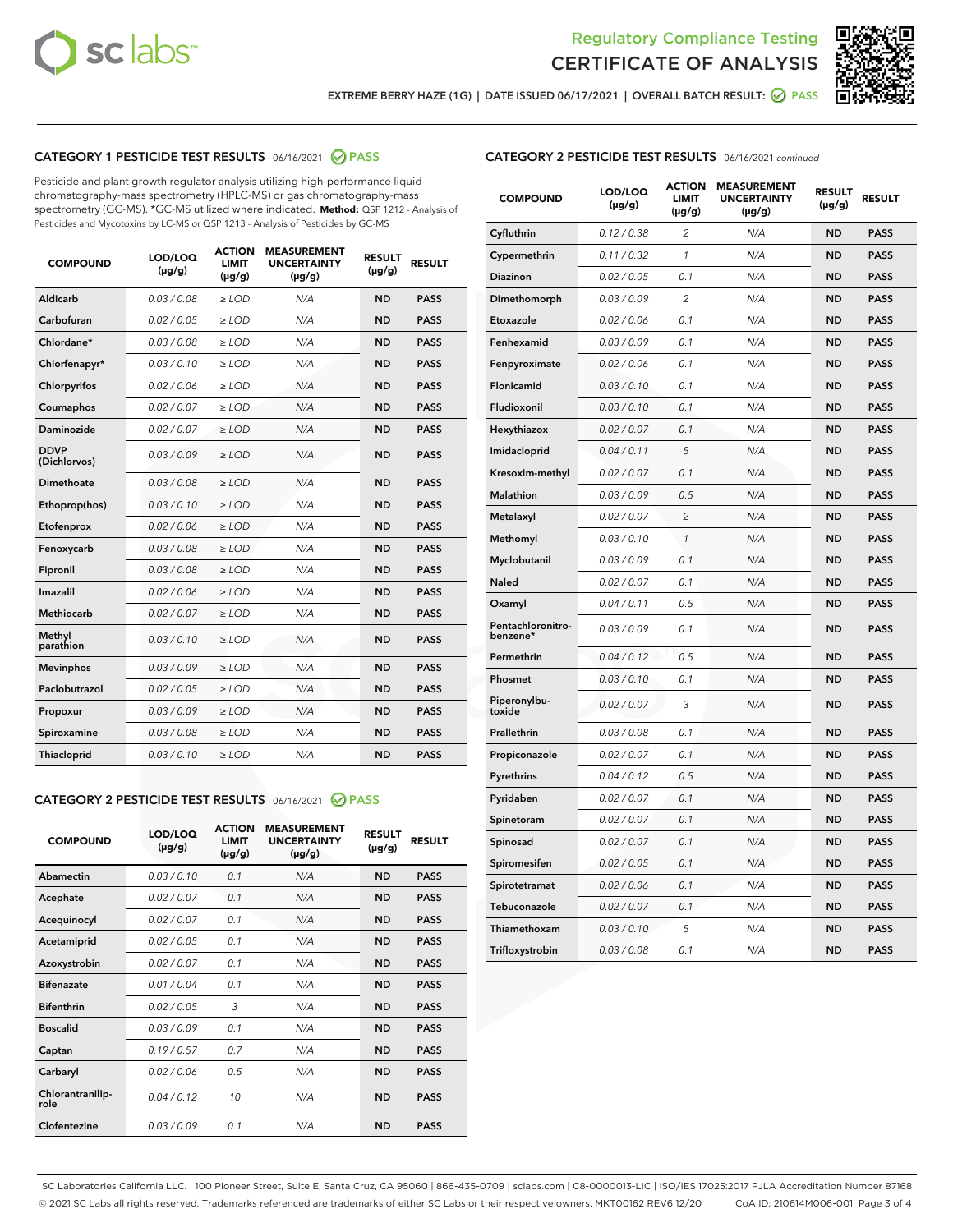Regulatory Compliance Testing
# CERTIFICATE OF ANALYSIS

EXTREME BERRY HAZE (1G) | DATE ISSUED 06/17/2021 | OVERALL BATCH RESULT: PASS

## CATEGORY 1 PESTICIDE TEST RESULTS - 06/16/2021 PASS

Pesticide and plant growth regulator analysis utilizing high-performance liquid chromatography-mass spectrometry (HPLC-MS) or gas chromatography-mass spectrometry (GC-MS). *GC-MS utilized where indicated. **Method:** QSP 1212 - Analysis of Pesticides and Mycotoxins by LC-MS or QSP 1213 - Analysis of Pesticides by GC-MS

| COMPOUND | LOD/LOQ (µg/g) | ACTION LIMIT (µg/g) | MEASUREMENT UNCERTAINTY (µg/g) | RESULT (µg/g) | RESULT |
|---|---|---|---|---|---|
| Aldicarb | 0.03 / 0.08 | ≥ LOD | N/A | ND | PASS |
| Carbofuran | 0.02 / 0.05 | ≥ LOD | N/A | ND | PASS |
| Chlordane* | 0.03 / 0.08 | ≥ LOD | N/A | ND | PASS |
| Chlorfenapyr* | 0.03 / 0.10 | ≥ LOD | N/A | ND | PASS |
| Chlorpyrifos | 0.02 / 0.06 | ≥ LOD | N/A | ND | PASS |
| Coumaphos | 0.02 / 0.07 | ≥ LOD | N/A | ND | PASS |
| Daminozide | 0.02 / 0.07 | ≥ LOD | N/A | ND | PASS |
| DDVP (Dichlorvos) | 0.03 / 0.09 | ≥ LOD | N/A | ND | PASS |
| Dimethoate | 0.03 / 0.08 | ≥ LOD | N/A | ND | PASS |
| Ethoprop(hos) | 0.03 / 0.10 | ≥ LOD | N/A | ND | PASS |
| Etofenprox | 0.02 / 0.06 | ≥ LOD | N/A | ND | PASS |
| Fenoxycarb | 0.03 / 0.08 | ≥ LOD | N/A | ND | PASS |
| Fipronil | 0.03 / 0.08 | ≥ LOD | N/A | ND | PASS |
| Imazalil | 0.02 / 0.06 | ≥ LOD | N/A | ND | PASS |
| Methiocarb | 0.02 / 0.07 | ≥ LOD | N/A | ND | PASS |
| Methyl parathion | 0.03 / 0.10 | ≥ LOD | N/A | ND | PASS |
| Mevinphos | 0.03 / 0.09 | ≥ LOD | N/A | ND | PASS |
| Paclobutrazol | 0.02 / 0.05 | ≥ LOD | N/A | ND | PASS |
| Propoxur | 0.03 / 0.09 | ≥ LOD | N/A | ND | PASS |
| Spiroxamine | 0.03 / 0.08 | ≥ LOD | N/A | ND | PASS |
| Thiacloprid | 0.03 / 0.10 | ≥ LOD | N/A | ND | PASS |

## CATEGORY 2 PESTICIDE TEST RESULTS - 06/16/2021 PASS

| COMPOUND | LOD/LOQ (µg/g) | ACTION LIMIT (µg/g) | MEASUREMENT UNCERTAINTY (µg/g) | RESULT (µg/g) | RESULT |
|---|---|---|---|---|---|
| Abamectin | 0.03 / 0.10 | 0.1 | N/A | ND | PASS |
| Acephate | 0.02 / 0.07 | 0.1 | N/A | ND | PASS |
| Acequinocyl | 0.02 / 0.07 | 0.1 | N/A | ND | PASS |
| Acetamiprid | 0.02 / 0.05 | 0.1 | N/A | ND | PASS |
| Azoxystrobin | 0.02 / 0.07 | 0.1 | N/A | ND | PASS |
| Bifenazate | 0.01 / 0.04 | 0.1 | N/A | ND | PASS |
| Bifenthrin | 0.02 / 0.05 | 3 | N/A | ND | PASS |
| Boscalid | 0.03 / 0.09 | 0.1 | N/A | ND | PASS |
| Captan | 0.19 / 0.57 | 0.7 | N/A | ND | PASS |
| Carbaryl | 0.02 / 0.06 | 0.5 | N/A | ND | PASS |
| Chlorantraniliprole | 0.04 / 0.12 | 10 | N/A | ND | PASS |
| Clofentezine | 0.03 / 0.09 | 0.1 | N/A | ND | PASS |
| Cyfluthrin | 0.12 / 0.38 | 2 | N/A | ND | PASS |
| Cypermethrin | 0.11 / 0.32 | 1 | N/A | ND | PASS |
| Diazinon | 0.02 / 0.05 | 0.1 | N/A | ND | PASS |
| Dimethomorph | 0.03 / 0.09 | 2 | N/A | ND | PASS |
| Etoxazole | 0.02 / 0.06 | 0.1 | N/A | ND | PASS |
| Fenhexamid | 0.03 / 0.09 | 0.1 | N/A | ND | PASS |
| Fenpyroximate | 0.02 / 0.06 | 0.1 | N/A | ND | PASS |
| Flonicamid | 0.03 / 0.10 | 0.1 | N/A | ND | PASS |
| Fludioxonil | 0.03 / 0.10 | 0.1 | N/A | ND | PASS |
| Hexythiazox | 0.02 / 0.07 | 0.1 | N/A | ND | PASS |
| Imidacloprid | 0.04 / 0.11 | 5 | N/A | ND | PASS |
| Kresoxim-methyl | 0.02 / 0.07 | 0.1 | N/A | ND | PASS |
| Malathion | 0.03 / 0.09 | 0.5 | N/A | ND | PASS |
| Metalaxyl | 0.02 / 0.07 | 2 | N/A | ND | PASS |
| Methomyl | 0.03 / 0.10 | 1 | N/A | ND | PASS |
| Myclobutanil | 0.03 / 0.09 | 0.1 | N/A | ND | PASS |
| Naled | 0.02 / 0.07 | 0.1 | N/A | ND | PASS |
| Oxamyl | 0.04 / 0.11 | 0.5 | N/A | ND | PASS |
| Pentachloronitrobenzene* | 0.03 / 0.09 | 0.1 | N/A | ND | PASS |
| Permethrin | 0.04 / 0.12 | 0.5 | N/A | ND | PASS |
| Phosmet | 0.03 / 0.10 | 0.1 | N/A | ND | PASS |
| Piperonylbutoxide | 0.02 / 0.07 | 3 | N/A | ND | PASS |
| Prallethrin | 0.03 / 0.08 | 0.1 | N/A | ND | PASS |
| Propiconazole | 0.02 / 0.07 | 0.1 | N/A | ND | PASS |
| Pyrethrins | 0.04 / 0.12 | 0.5 | N/A | ND | PASS |
| Pyridaben | 0.02 / 0.07 | 0.1 | N/A | ND | PASS |
| Spinetoram | 0.02 / 0.07 | 0.1 | N/A | ND | PASS |
| Spinosad | 0.02 / 0.07 | 0.1 | N/A | ND | PASS |
| Spiromesifen | 0.02 / 0.05 | 0.1 | N/A | ND | PASS |
| Spirotetramat | 0.02 / 0.06 | 0.1 | N/A | ND | PASS |
| Tebuconazole | 0.02 / 0.07 | 0.1 | N/A | ND | PASS |
| Thiamethoxam | 0.03 / 0.10 | 5 | N/A | ND | PASS |
| Trifloxystrobin | 0.03 / 0.08 | 0.1 | N/A | ND | PASS |

SC Laboratories California LLC. | 100 Pioneer Street, Suite E, Santa Cruz, CA 95060 | 866-435-0709 | sclabs.com | C8-0000013-LIC | ISO/IES 17025:2017 PJLA Accreditation Number 87168
© 2021 SC Labs all rights reserved. Trademarks referenced are trademarks of either SC Labs or their respective owners. MKT00162 REV6 12/20 CoA ID: 210614M006-001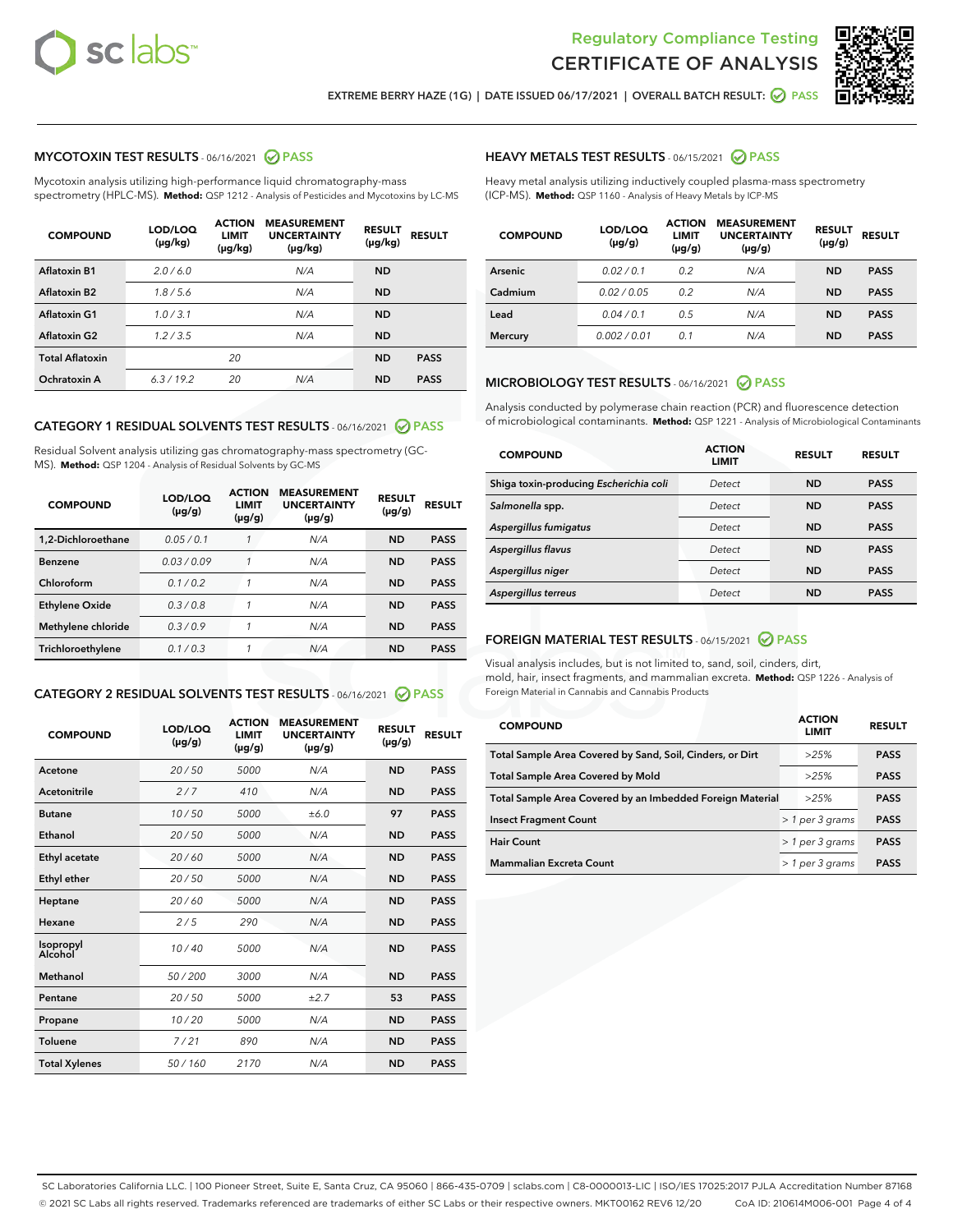Regulatory Compliance Testing
# CERTIFICATE OF ANALYSIS

EXTREME BERRY HAZE (1G) | DATE ISSUED 06/17/2021 | OVERALL BATCH RESULT: PASS

## MYCOTOXIN TEST RESULTS - 06/16/2021 PASS

Mycotoxin analysis utilizing high-performance liquid chromatography-mass spectrometry (HPLC-MS). **Method:** QSP 1212 - Analysis of Pesticides and Mycotoxins by LC-MS

| COMPOUND | LOD/LOQ (µg/kg) | ACTION LIMIT (µg/kg) | MEASUREMENT UNCERTAINTY (µg/kg) | RESULT (µg/kg) | RESULT |
|---|---|---|---|---|---|
| Aflatoxin B1 | 2.0 / 6.0 | | N/A | ND | |
| Aflatoxin B2 | 1.8 / 5.6 | | N/A | ND | |
| Aflatoxin G1 | 1.0 / 3.1 | | N/A | ND | |
| Aflatoxin G2 | 1.2 / 3.5 | | N/A | ND | |
| Total Aflatoxin | | 20 | | ND | PASS |
| Ochratoxin A | 6.3 / 19.2 | 20 | N/A | ND | PASS |

## CATEGORY 1 RESIDUAL SOLVENTS TEST RESULTS - 06/16/2021 PASS

Residual Solvent analysis utilizing gas chromatography-mass spectrometry (GC-MS). **Method:** QSP 1204 - Analysis of Residual Solvents by GC-MS

| COMPOUND | LOD/LOQ (µg/g) | ACTION LIMIT (µg/g) | MEASUREMENT UNCERTAINTY (µg/g) | RESULT (µg/g) | RESULT |
|---|---|---|---|---|---|
| 1,2-Dichloroethane | 0.05 / 0.1 | 1 | N/A | ND | PASS |
| Benzene | 0.03 / 0.09 | 1 | N/A | ND | PASS |
| Chloroform | 0.1 / 0.2 | 1 | N/A | ND | PASS |
| Ethylene Oxide | 0.3 / 0.8 | 1 | N/A | ND | PASS |
| Methylene chloride | 0.3 / 0.9 | 1 | N/A | ND | PASS |
| Trichloroethylene | 0.1 / 0.3 | 1 | N/A | ND | PASS |

## CATEGORY 2 RESIDUAL SOLVENTS TEST RESULTS - 06/16/2021 PASS

| COMPOUND | LOD/LOQ (µg/g) | ACTION LIMIT (µg/g) | MEASUREMENT UNCERTAINTY (µg/g) | RESULT (µg/g) | RESULT |
|---|---|---|---|---|---|
| Acetone | 20 / 50 | 5000 | N/A | ND | PASS |
| Acetonitrile | 2 / 7 | 410 | N/A | ND | PASS |
| Butane | 10 / 50 | 5000 | ±6.0 | 97 | PASS |
| Ethanol | 20 / 50 | 5000 | N/A | ND | PASS |
| Ethyl acetate | 20 / 60 | 5000 | N/A | ND | PASS |
| Ethyl ether | 20 / 50 | 5000 | N/A | ND | PASS |
| Heptane | 20 / 60 | 5000 | N/A | ND | PASS |
| Hexane | 2 / 5 | 290 | N/A | ND | PASS |
| Isopropyl Alcohol | 10 / 40 | 5000 | N/A | ND | PASS |
| Methanol | 50 / 200 | 3000 | N/A | ND | PASS |
| Pentane | 20 / 50 | 5000 | ±2.7 | 53 | PASS |
| Propane | 10 / 20 | 5000 | N/A | ND | PASS |
| Toluene | 7 / 21 | 890 | N/A | ND | PASS |
| Total Xylenes | 50 / 160 | 2170 | N/A | ND | PASS |

## HEAVY METALS TEST RESULTS - 06/15/2021 PASS

Heavy metal analysis utilizing inductively coupled plasma-mass spectrometry (ICP-MS). **Method:** QSP 1160 - Analysis of Heavy Metals by ICP-MS

| COMPOUND | LOD/LOQ (µg/g) | ACTION LIMIT (µg/g) | MEASUREMENT UNCERTAINTY (µg/g) | RESULT (µg/g) | RESULT |
|---|---|---|---|---|---|
| Arsenic | 0.02 / 0.1 | 0.2 | N/A | ND | PASS |
| Cadmium | 0.02 / 0.05 | 0.2 | N/A | ND | PASS |
| Lead | 0.04 / 0.1 | 0.5 | N/A | ND | PASS |
| Mercury | 0.002 / 0.01 | 0.1 | N/A | ND | PASS |

## MICROBIOLOGY TEST RESULTS - 06/16/2021 PASS

Analysis conducted by polymerase chain reaction (PCR) and fluorescence detection of microbiological contaminants. **Method:** QSP 1221 - Analysis of Microbiological Contaminants

| COMPOUND | ACTION LIMIT | RESULT | RESULT |
|---|---|---|---|
| Shiga toxin-producing *Escherichia coli* | Detect | ND | PASS |
| *Salmonella* spp. | Detect | ND | PASS |
| *Aspergillus fumigatus* | Detect | ND | PASS |
| *Aspergillus flavus* | Detect | ND | PASS |
| *Aspergillus niger* | Detect | ND | PASS |
| *Aspergillus terreus* | Detect | ND | PASS |

## FOREIGN MATERIAL TEST RESULTS - 06/15/2021 PASS

Visual analysis includes, but is not limited to, sand, soil, cinders, dirt, mold, hair, insect fragments, and mammalian excreta. **Method:** QSP 1226 - Analysis of Foreign Material in Cannabis and Cannabis Products

| COMPOUND | ACTION LIMIT | RESULT |
|---|---|---|
| Total Sample Area Covered by Sand, Soil, Cinders, or Dirt | >25% | PASS |
| Total Sample Area Covered by Mold | >25% | PASS |
| Total Sample Area Covered by an Imbedded Foreign Material | >25% | PASS |
| Insect Fragment Count | > 1 per 3 grams | PASS |
| Hair Count | > 1 per 3 grams | PASS |
| Mammalian Excreta Count | > 1 per 3 grams | PASS |

SC Laboratories California LLC. | 100 Pioneer Street, Suite E, Santa Cruz, CA 95060 | 866-435-0709 | sclabs.com | C8-0000013-LIC | ISO/IES 17025:2017 PJLA Accreditation Number 87168
© 2021 SC Labs all rights reserved. Trademarks referenced are trademarks of either SC Labs or their respective owners. MKT00162 REV6 12/20 CoA ID: 210614M006-001